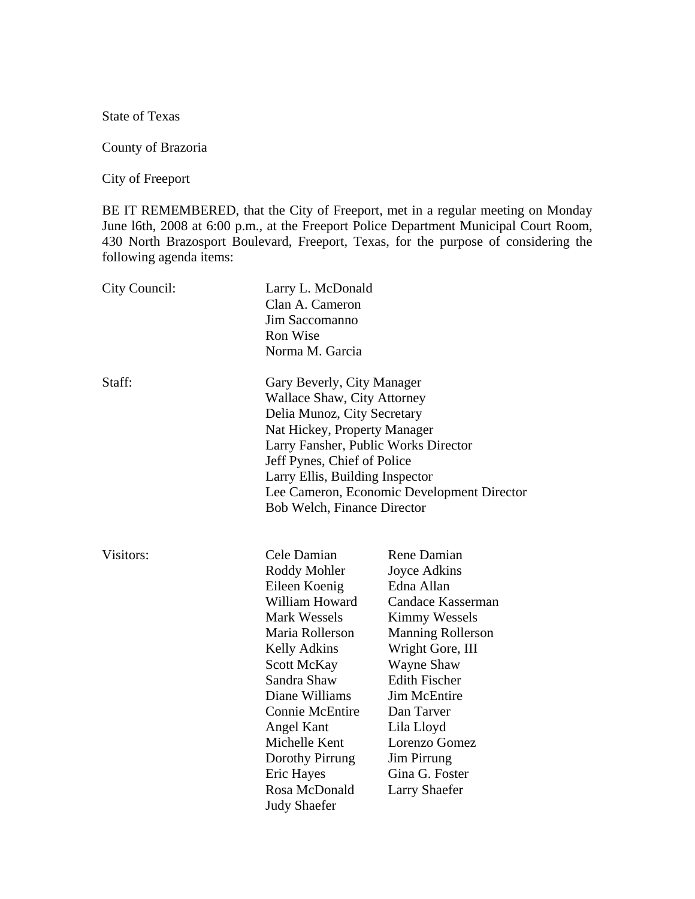State of Texas

County of Brazoria

City of Freeport

BE IT REMEMBERED, that the City of Freeport, met in a regular meeting on Monday June l6th, 2008 at 6:00 p.m., at the Freeport Police Department Municipal Court Room, 430 North Brazosport Boulevard, Freeport, Texas, for the purpose of considering the following agenda items:

City Council:
Larry L. McDonald
Clan A. Cameron
Jim Saccomanno
Ron Wise
Norma M. Garcia

Staff:
Gary Beverly, City Manager
Wallace Shaw, City Attorney
Delia Munoz, City Secretary
Nat Hickey, Property Manager
Larry Fansher, Public Works Director
Jeff Pynes, Chief of Police
Larry Ellis, Building Inspector
Lee Cameron, Economic Development Director
Bob Welch, Finance Director

Visitors:
Cele Damian
Rene Damian
Roddy Mohler
Joyce Adkins
Eileen Koenig
Edna Allan
William Howard
Candace Kasserman
Mark Wessels
Kimmy Wessels
Maria Rollerson
Manning Rollerson
Kelly Adkins
Wright Gore, III
Scott McKay
Wayne Shaw
Sandra Shaw
Edith Fischer
Diane Williams
Jim McEntire
Connie McEntire
Dan Tarver
Angel Kant
Lila Lloyd
Michelle Kent
Lorenzo Gomez
Dorothy Pirrung
Jim Pirrung
Eric Hayes
Gina G. Foster
Rosa McDonald
Larry Shaefer
Judy Shaefer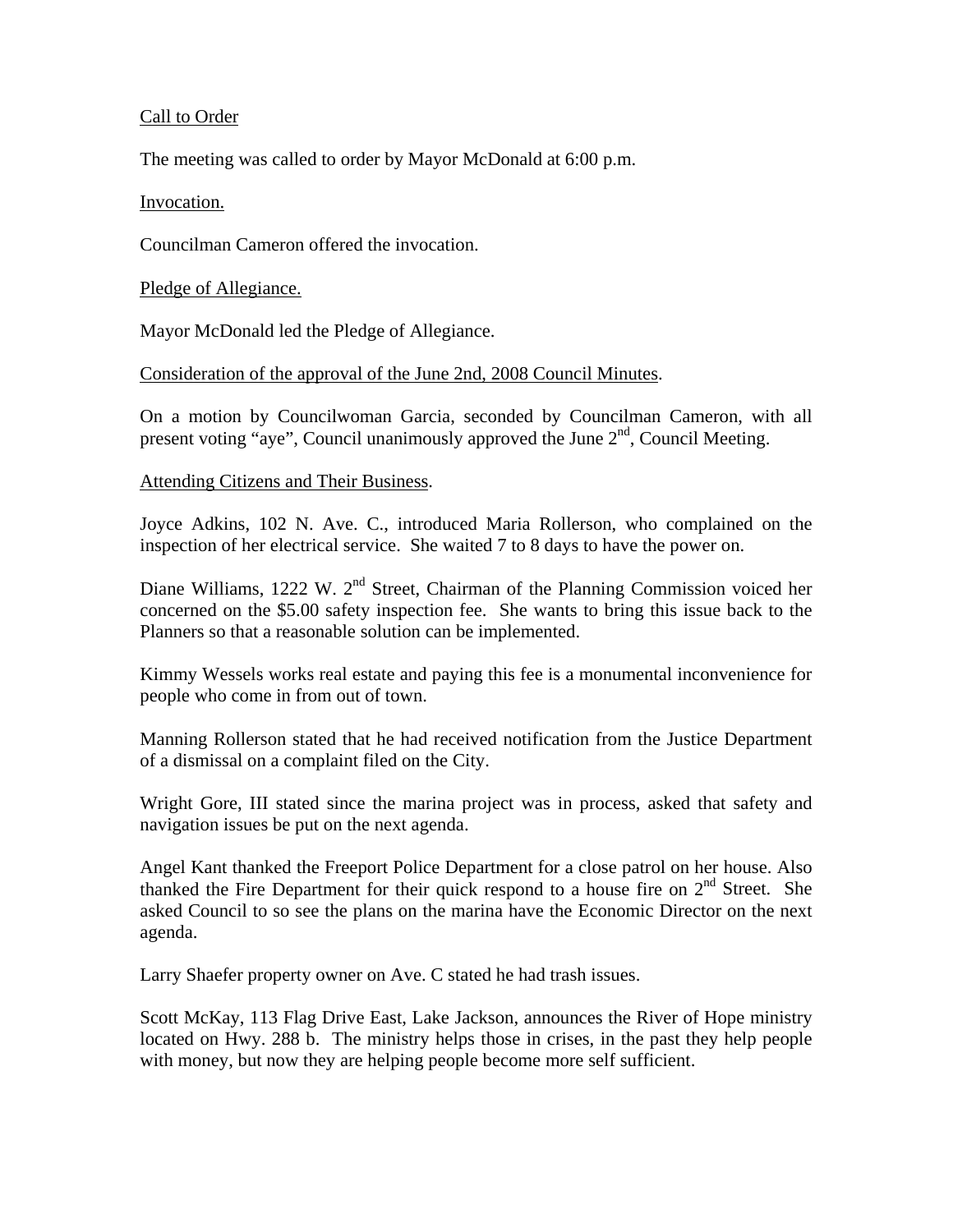Call to Order

The meeting was called to order by Mayor McDonald at 6:00 p.m.

Invocation.

Councilman Cameron offered the invocation.

Pledge of Allegiance.

Mayor McDonald led the Pledge of Allegiance.

Consideration of the approval of the June 2nd, 2008 Council Minutes.

On a motion by Councilwoman Garcia, seconded by Councilman Cameron, with all present voting "aye", Council unanimously approved the June 2nd, Council Meeting.

Attending Citizens and Their Business.

Joyce Adkins, 102 N. Ave. C., introduced Maria Rollerson, who complained on the inspection of her electrical service. She waited 7 to 8 days to have the power on.

Diane Williams, 1222 W. 2nd Street, Chairman of the Planning Commission voiced her concerned on the $5.00 safety inspection fee. She wants to bring this issue back to the Planners so that a reasonable solution can be implemented.

Kimmy Wessels works real estate and paying this fee is a monumental inconvenience for people who come in from out of town.

Manning Rollerson stated that he had received notification from the Justice Department of a dismissal on a complaint filed on the City.

Wright Gore, III stated since the marina project was in process, asked that safety and navigation issues be put on the next agenda.

Angel Kant thanked the Freeport Police Department for a close patrol on her house. Also thanked the Fire Department for their quick respond to a house fire on 2nd Street. She asked Council to so see the plans on the marina have the Economic Director on the next agenda.

Larry Shaefer property owner on Ave. C stated he had trash issues.

Scott McKay, 113 Flag Drive East, Lake Jackson, announces the River of Hope ministry located on Hwy. 288 b. The ministry helps those in crises, in the past they help people with money, but now they are helping people become more self sufficient.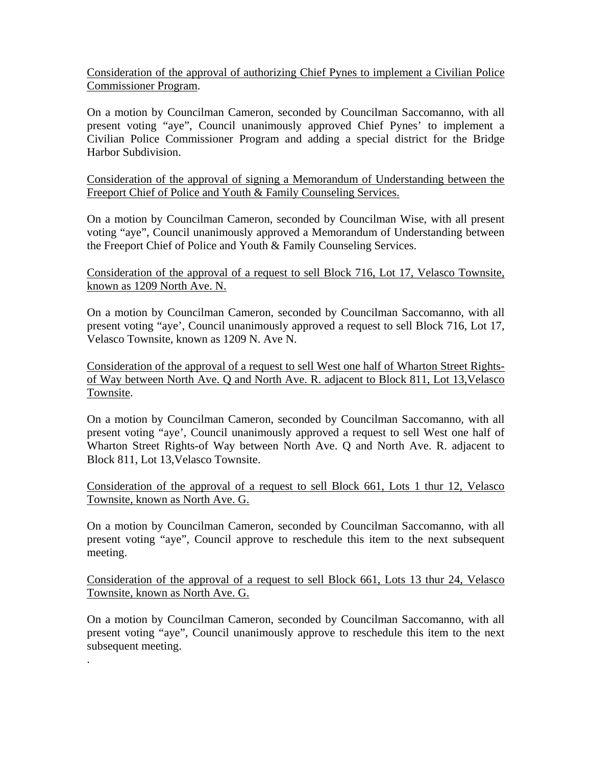Consideration of the approval of authorizing Chief Pynes to implement a Civilian Police Commissioner Program.

On a motion by Councilman Cameron, seconded by Councilman Saccomanno, with all present voting "aye", Council unanimously approved Chief Pynes' to implement a Civilian Police Commissioner Program and adding a special district for the Bridge Harbor Subdivision.

Consideration of the approval of signing a Memorandum of Understanding between the Freeport Chief of Police and Youth & Family Counseling Services.

On a motion by Councilman Cameron, seconded by Councilman Wise, with all present voting "aye", Council unanimously approved a Memorandum of Understanding between the Freeport Chief of Police and Youth & Family Counseling Services.

Consideration of the approval of a request to sell Block 716, Lot 17, Velasco Townsite, known as 1209 North Ave. N.

On a motion by Councilman Cameron, seconded by Councilman Saccomanno, with all present voting "aye', Council unanimously approved a request to sell Block 716, Lot 17, Velasco Townsite, known as 1209 N. Ave N.

Consideration of the approval of a request to sell West one half of Wharton Street Rights-of Way between North Ave. Q and North Ave. R. adjacent to Block 811, Lot 13,Velasco Townsite.

On a motion by Councilman Cameron, seconded by Councilman Saccomanno, with all present voting "aye', Council unanimously approved a request to sell West one half of Wharton Street Rights-of Way between North Ave. Q and North Ave. R. adjacent to Block 811, Lot 13,Velasco Townsite.

Consideration of the approval of a request to sell Block 661, Lots 1 thur 12, Velasco Townsite, known as North Ave. G.

On a motion by Councilman Cameron, seconded by Councilman Saccomanno, with all present voting "aye", Council approve to reschedule this item to the next subsequent meeting.

Consideration of the approval of a request to sell Block 661, Lots 13 thur 24, Velasco Townsite, known as North Ave. G.

On a motion by Councilman Cameron, seconded by Councilman Saccomanno, with all present voting "aye", Council unanimously approve to reschedule this item to the next subsequent meeting.

.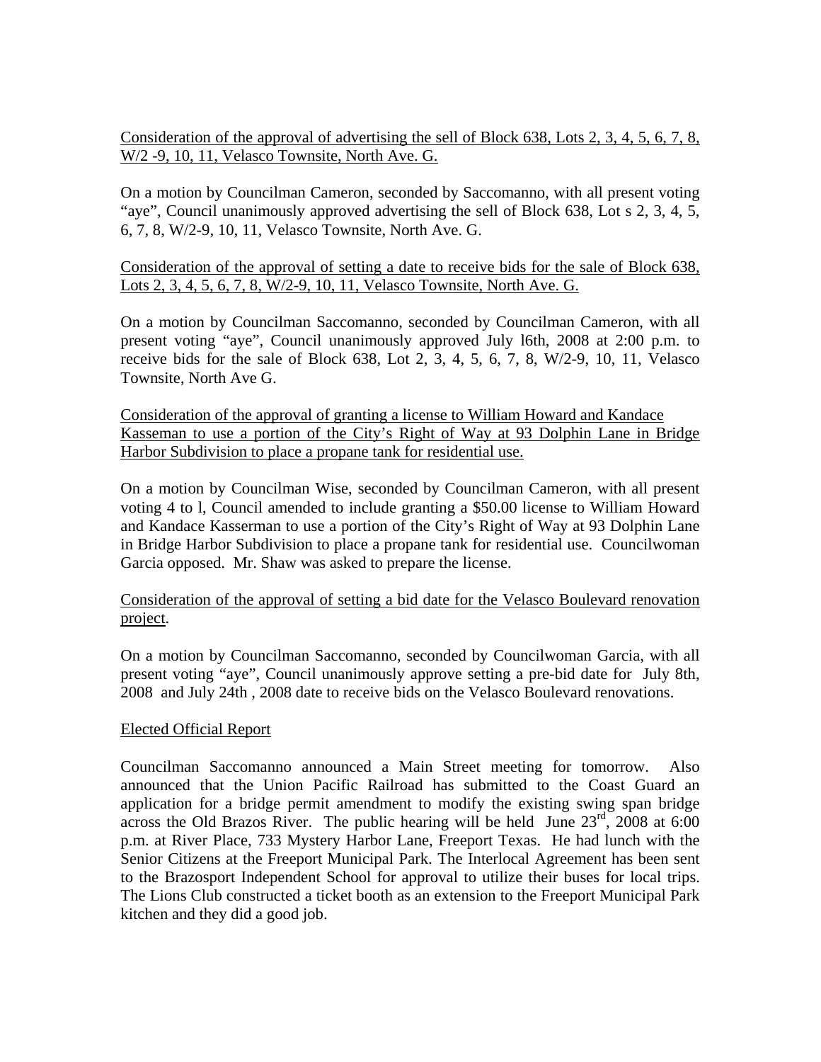Consideration of the approval of advertising the sell of Block 638, Lots 2, 3, 4, 5, 6, 7, 8, W/2 -9, 10, 11, Velasco Townsite, North Ave. G.

On a motion by Councilman Cameron, seconded by Saccomanno, with all present voting "aye", Council unanimously approved advertising the sell of Block 638, Lot s 2, 3, 4, 5, 6, 7, 8, W/2-9, 10, 11, Velasco Townsite, North Ave. G.

Consideration of the approval of setting a date to receive bids for the sale of Block 638, Lots 2, 3, 4, 5, 6, 7, 8, W/2-9, 10, 11, Velasco Townsite, North Ave. G.

On a motion by Councilman Saccomanno, seconded by Councilman Cameron, with all present voting "aye", Council unanimously approved July l6th, 2008 at 2:00 p.m. to receive bids for the sale of Block 638, Lot 2, 3, 4, 5, 6, 7, 8, W/2-9, 10, 11, Velasco Townsite, North Ave G.

Consideration of the approval of granting a license to William Howard and Kandace Kasseman to use a portion of the City's Right of Way at 93 Dolphin Lane in Bridge Harbor Subdivision to place a propane tank for residential use.

On a motion by Councilman Wise, seconded by Councilman Cameron, with all present voting 4 to l, Council amended to include granting a $50.00 license to William Howard and Kandace Kasserman to use a portion of the City's Right of Way at 93 Dolphin Lane in Bridge Harbor Subdivision to place a propane tank for residential use. Councilwoman Garcia opposed. Mr. Shaw was asked to prepare the license.

Consideration of the approval of setting a bid date for the Velasco Boulevard renovation project.

On a motion by Councilman Saccomanno, seconded by Councilwoman Garcia, with all present voting "aye", Council unanimously approve setting a pre-bid date for July 8th, 2008 and July 24th , 2008 date to receive bids on the Velasco Boulevard renovations.

Elected Official Report

Councilman Saccomanno announced a Main Street meeting for tomorrow. Also announced that the Union Pacific Railroad has submitted to the Coast Guard an application for a bridge permit amendment to modify the existing swing span bridge across the Old Brazos River. The public hearing will be held June 23rd, 2008 at 6:00 p.m. at River Place, 733 Mystery Harbor Lane, Freeport Texas. He had lunch with the Senior Citizens at the Freeport Municipal Park. The Interlocal Agreement has been sent to the Brazosport Independent School for approval to utilize their buses for local trips. The Lions Club constructed a ticket booth as an extension to the Freeport Municipal Park kitchen and they did a good job.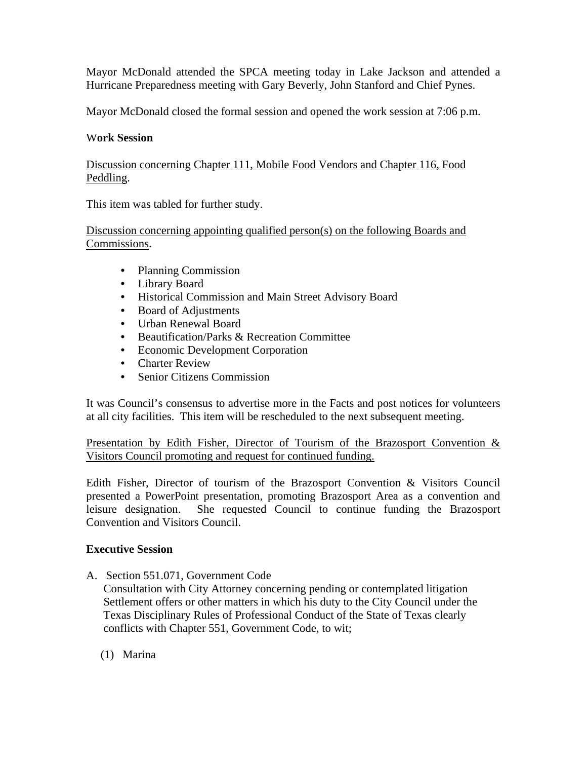Mayor McDonald attended the SPCA meeting today in Lake Jackson and attended a Hurricane Preparedness meeting with Gary Beverly, John Stanford and Chief Pynes.

Mayor McDonald closed the formal session and opened the work session at 7:06 p.m.

**Work Session**

<u>Discussion concerning Chapter 111, Mobile Food Vendors and Chapter 116, Food Peddling</u>.

This item was tabled for further study.

<u>Discussion concerning appointing qualified person(s) on the following Boards and Commissions</u>.

- Planning Commission
- Library Board
- Historical Commission and Main Street Advisory Board
- Board of Adjustments
- Urban Renewal Board
- Beautification/Parks & Recreation Committee
- Economic Development Corporation
- Charter Review
- Senior Citizens Commission

It was Council's consensus to advertise more in the Facts and post notices for volunteers at all city facilities. This item will be rescheduled to the next subsequent meeting.

<u>Presentation by Edith Fisher, Director of Tourism of the Brazosport Convention & Visitors Council promoting and request for continued funding.</u>

Edith Fisher, Director of tourism of the Brazosport Convention & Visitors Council presented a PowerPoint presentation, promoting Brazosport Area as a convention and leisure designation. She requested Council to continue funding the Brazosport Convention and Visitors Council.

**Executive Session**

A. Section 551.071, Government Code
Consultation with City Attorney concerning pending or contemplated litigation Settlement offers or other matters in which his duty to the City Council under the Texas Disciplinary Rules of Professional Conduct of the State of Texas clearly conflicts with Chapter 551, Government Code, to wit;

(1) Marina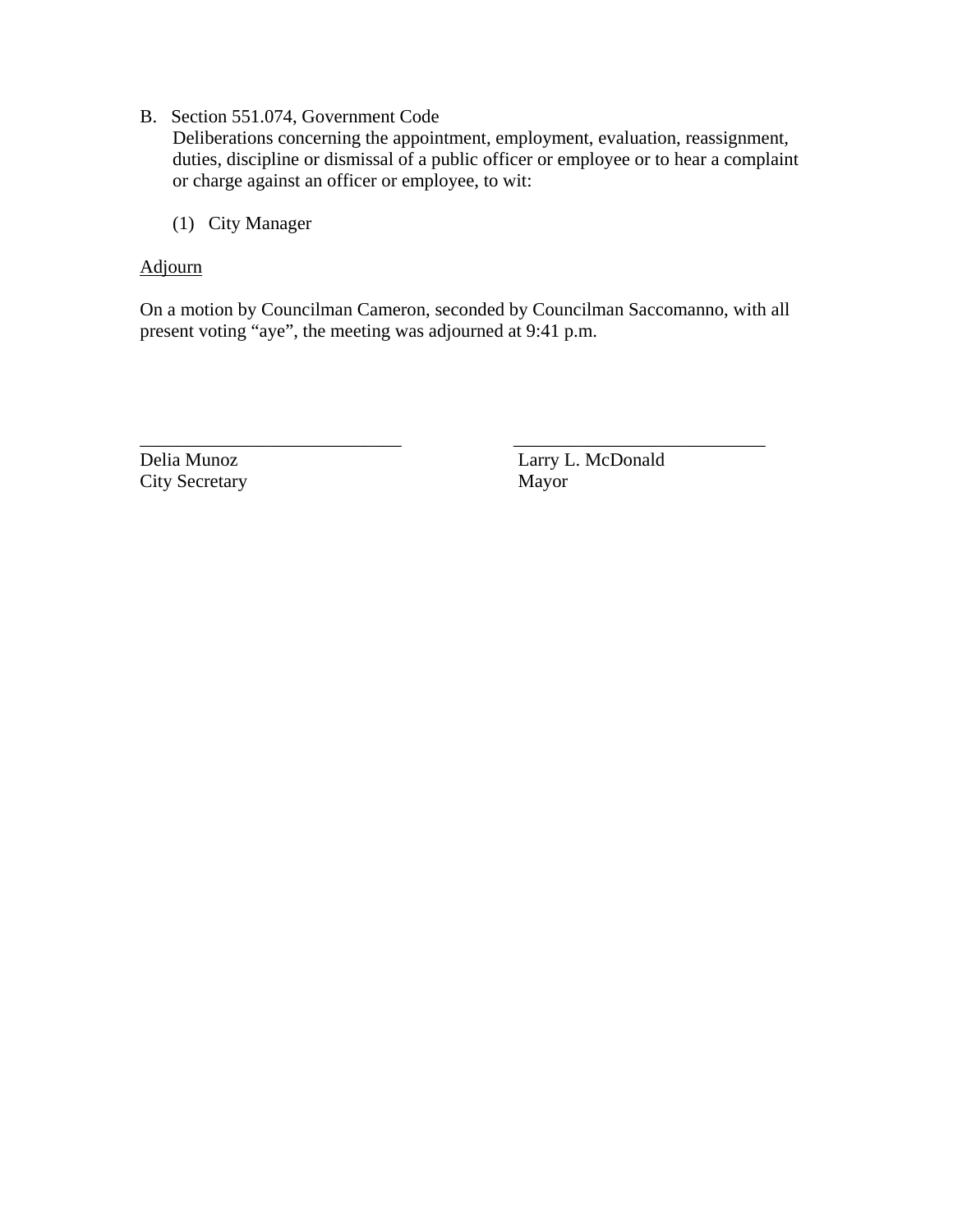B. Section 551.074, Government Code
Deliberations concerning the appointment, employment, evaluation, reassignment, duties, discipline or dismissal of a public officer or employee or to hear a complaint or charge against an officer or employee, to wit:

(1) City Manager

<u>Adjourn</u>

On a motion by Councilman Cameron, seconded by Councilman Saccomanno, with all present voting "aye", the meeting was adjourned at 9:41 p.m.

| | |
|---|---|
| ____________________________ | ____________________________ |
| Delia Munoz | Larry L. McDonald |
| City Secretary | Mayor |